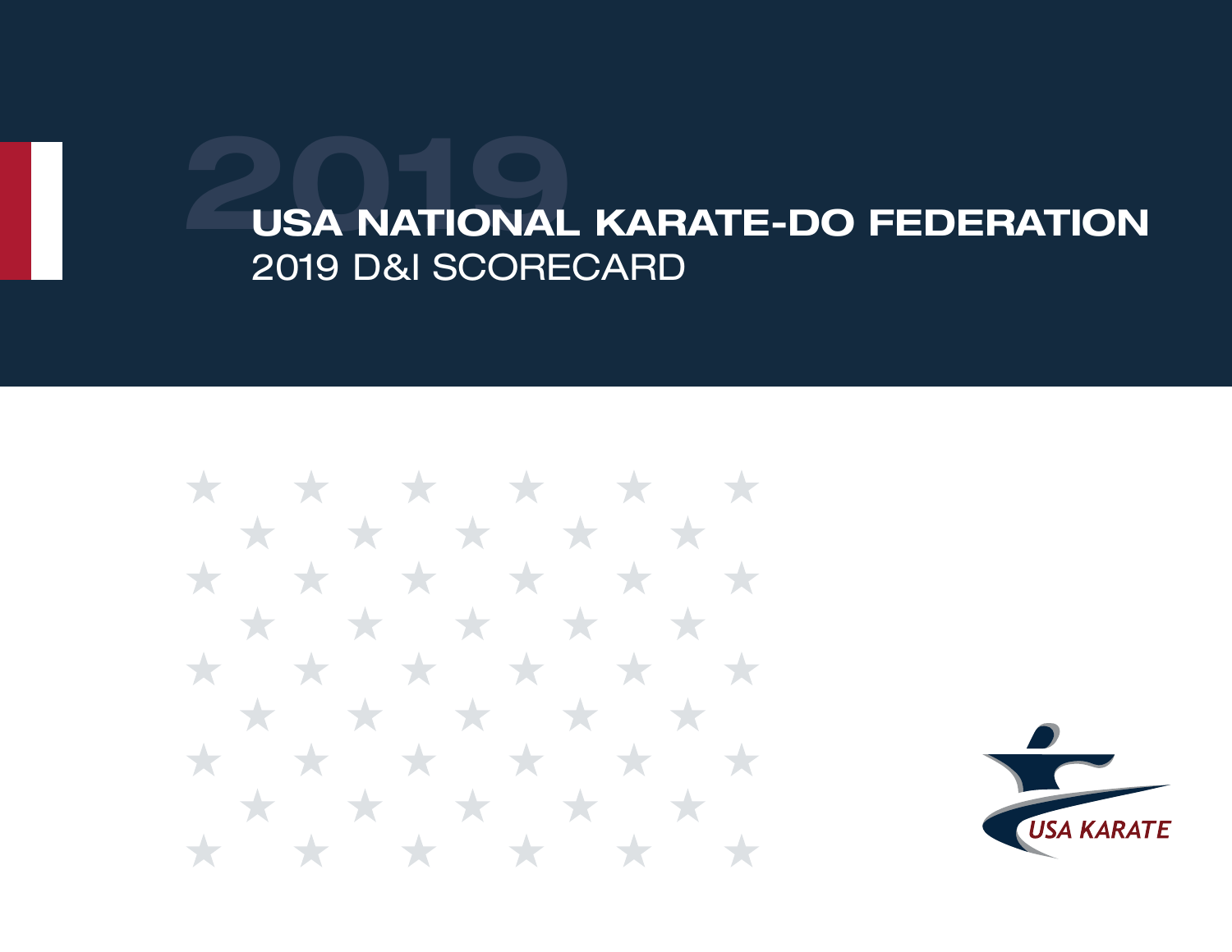# USA NATIONAL KARATE-DO FEDERATION

## 2019 D&I SCORECARD

USA KARATE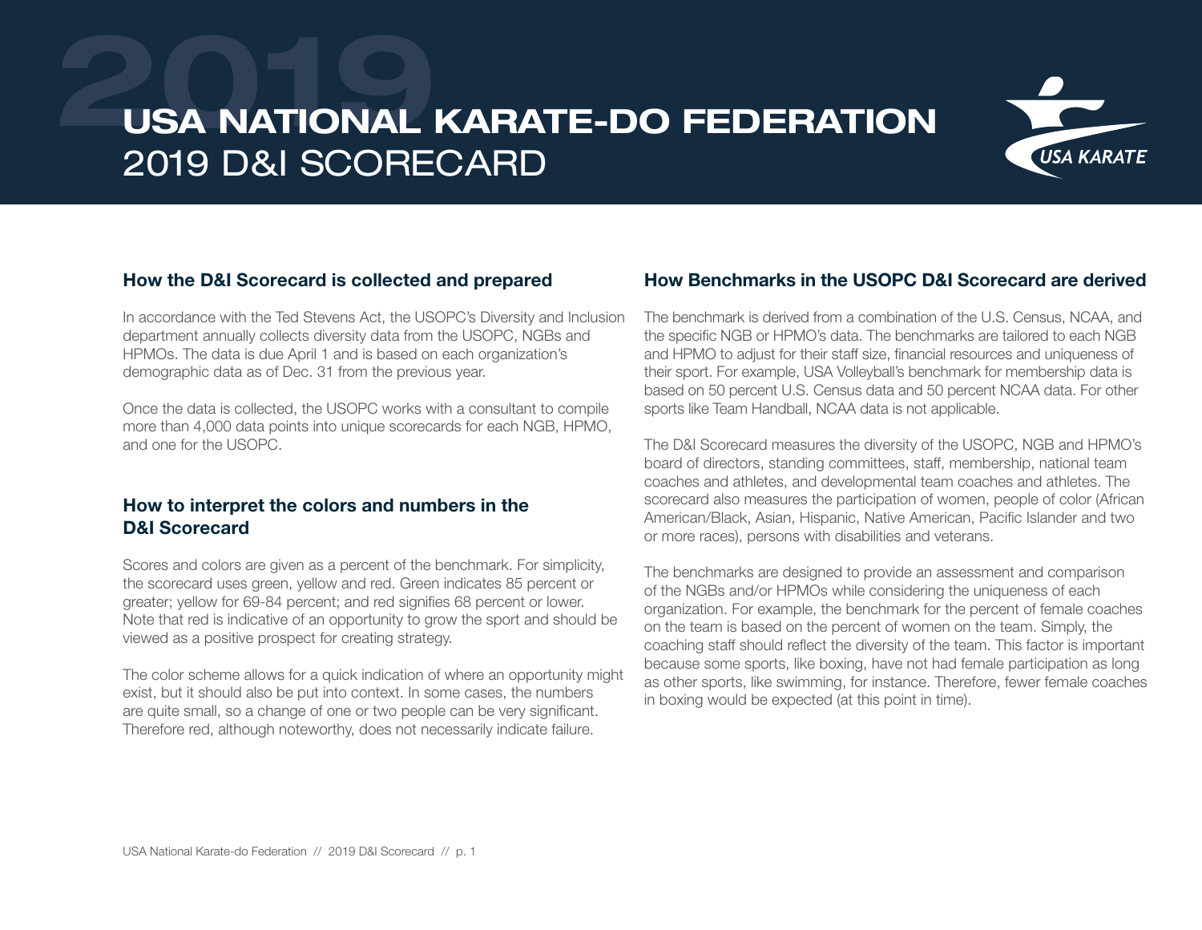# USA NATIONAL KARATE-DO FEDERATION
## 2019 D&I SCORECARD

### How the D&I Scorecard is collected and prepared

In accordance with the Ted Stevens Act, the USOPC's Diversity and Inclusion department annually collects diversity data from the USOPC, NGBs and HPMOs. The data is due April 1 and is based on each organization's demographic data as of Dec. 31 from the previous year.

Once the data is collected, the USOPC works with a consultant to compile more than 4,000 data points into unique scorecards for each NGB, HPMO, and one for the USOPC.

### How to interpret the colors and numbers in the D&I Scorecard

Scores and colors are given as a percent of the benchmark. For simplicity, the scorecard uses green, yellow and red. Green indicates 85 percent or greater; yellow for 69-84 percent; and red signifies 68 percent or lower. Note that red is indicative of an opportunity to grow the sport and should be viewed as a positive prospect for creating strategy.

The color scheme allows for a quick indication of where an opportunity might exist, but it should also be put into context. In some cases, the numbers are quite small, so a change of one or two people can be very significant. Therefore red, although noteworthy, does not necessarily indicate failure.

### How Benchmarks in the USOPC D&I Scorecard are derived

The benchmark is derived from a combination of the U.S. Census, NCAA, and the specific NGB or HPMO's data. The benchmarks are tailored to each NGB and HPMO to adjust for their staff size, financial resources and uniqueness of their sport. For example, USA Volleyball's benchmark for membership data is based on 50 percent U.S. Census data and 50 percent NCAA data. For other sports like Team Handball, NCAA data is not applicable.

The D&I Scorecard measures the diversity of the USOPC, NGB and HPMO's board of directors, standing committees, staff, membership, national team coaches and athletes, and developmental team coaches and athletes. The scorecard also measures the participation of women, people of color (African American/Black, Asian, Hispanic, Native American, Pacific Islander and two or more races), persons with disabilities and veterans.

The benchmarks are designed to provide an assessment and comparison of the NGBs and/or HPMOs while considering the uniqueness of each organization. For example, the benchmark for the percent of female coaches on the team is based on the percent of women on the team. Simply, the coaching staff should reflect the diversity of the team. This factor is important because some sports, like boxing, have not had female participation as long as other sports, like swimming, for instance. Therefore, fewer female coaches in boxing would be expected (at this point in time).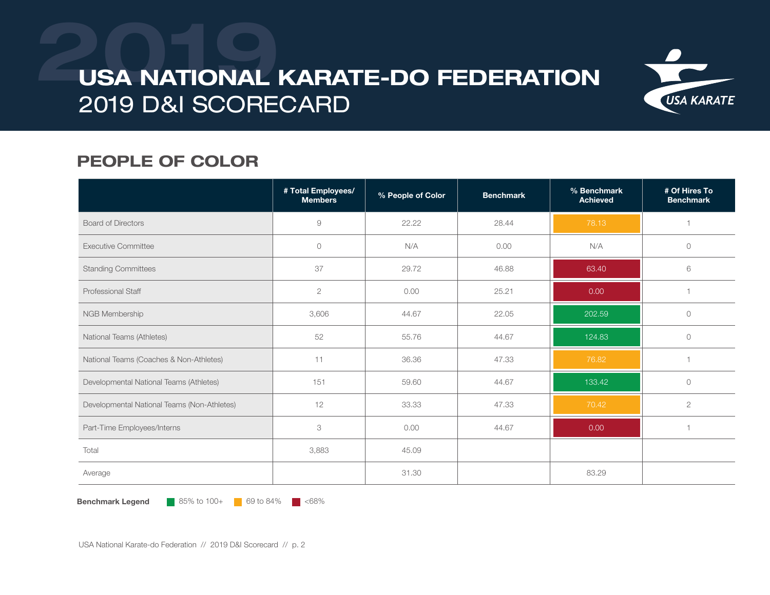# USA NATIONAL KARATE-DO FEDERATION
## 2019 D&I SCORECARD

## PEOPLE OF COLOR

| | # Total Employees/ Members | % People of Color | Benchmark | % Benchmark Achieved | # Of Hires To Benchmark |
|---|---|---|---|---|---|
| Board of Directors | 9 | 22.22 | 28.44 | 78.13 | 1 |
| Executive Committee | 0 | N/A | 0.00 | N/A | 0 |
| Standing Committees | 37 | 29.72 | 46.88 | 63.40 | 6 |
| Professional Staff | 2 | 0.00 | 25.21 | 0.00 | 1 |
| NGB Membership | 3,606 | 44.67 | 22.05 | 202.59 | 0 |
| National Teams (Athletes) | 52 | 55.76 | 44.67 | 124.83 | 0 |
| National Teams (Coaches & Non-Athletes) | 11 | 36.36 | 47.33 | 76.82 | 1 |
| Developmental National Teams (Athletes) | 151 | 59.60 | 44.67 | 133.42 | 0 |
| Developmental National Teams (Non-Athletes) | 12 | 33.33 | 47.33 | 70.42 | 2 |
| Part-Time Employees/Interns | 3 | 0.00 | 44.67 | 0.00 | 1 |
| Total | 3,883 | 45.09 | | | |
| Average | | 31.30 | | 83.29 | |

**Benchmark Legend** 85% to 100+ | 69 to 84% | <68%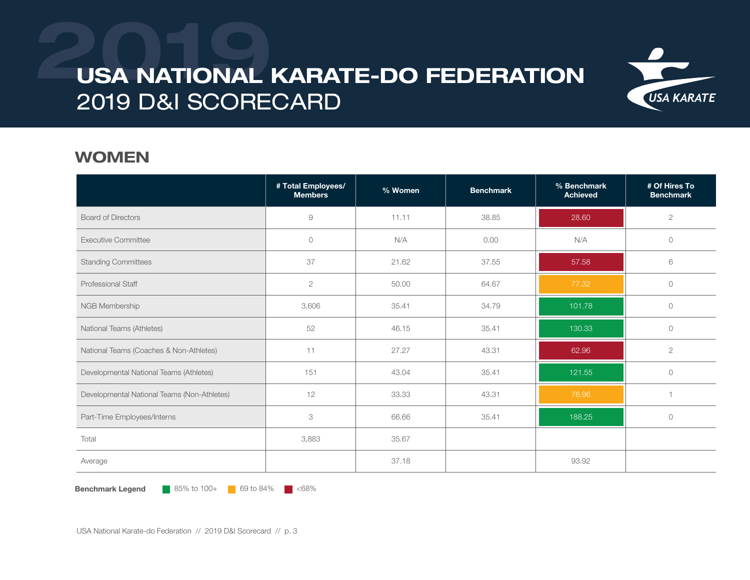# USA NATIONAL KARATE-DO FEDERATION
## 2019 D&I SCORECARD

## WOMEN

| | # Total Employees/ Members | % Women | Benchmark | % Benchmark Achieved | # Of Hires To Benchmark |
|---|---|---|---|---|---|
| Board of Directors | 9 | 11.11 | 38.85 | 28.60 | 2 |
| Executive Committee | 0 | N/A | 0.00 | N/A | 0 |
| Standing Committees | 37 | 21.62 | 37.55 | 57.58 | 6 |
| Professional Staff | 2 | 50.00 | 64.67 | 77.32 | 0 |
| NGB Membership | 3,606 | 35.41 | 34.79 | 101.78 | 0 |
| National Teams (Athletes) | 52 | 46.15 | 35.41 | 130.33 | 0 |
| National Teams (Coaches & Non-Athletes) | 11 | 27.27 | 43.31 | 62.96 | 2 |
| Developmental National Teams (Athletes) | 151 | 43.04 | 35.41 | 121.55 | 0 |
| Developmental National Teams (Non-Athletes) | 12 | 33.33 | 43.31 | 76.96 | 1 |
| Part-Time Employees/Interns | 3 | 66.66 | 35.41 | 188.25 | 0 |
| Total | 3,883 | 35.67 | | | |
| Average | | 37.18 | | 93.92 | |

**Benchmark Legend** 85% to 100+ | 69 to 84% | <68%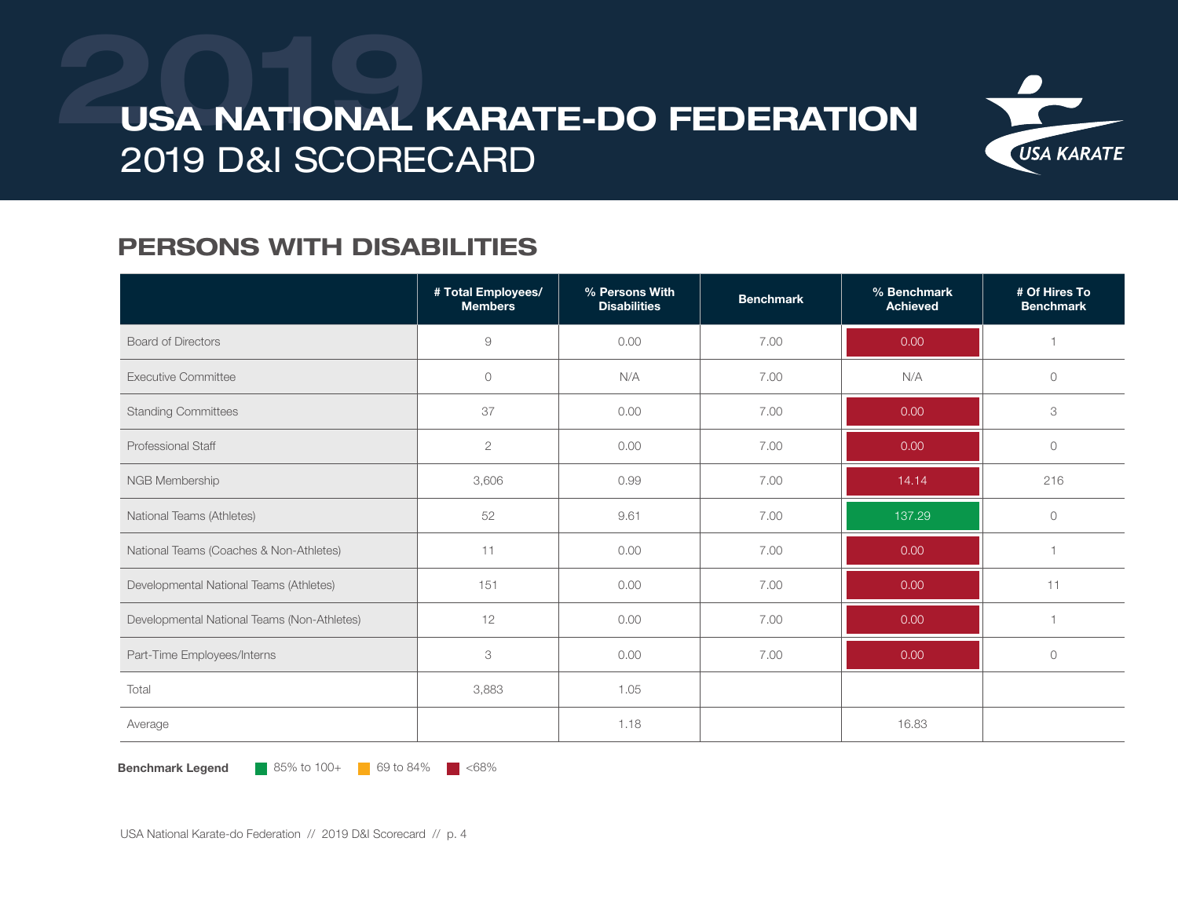# USA NATIONAL KARATE-DO FEDERATION
## 2019 D&I SCORECARD

## PERSONS WITH DISABILITIES

| | # Total Employees/ Members | % Persons With Disabilities | Benchmark | % Benchmark Achieved | # Of Hires To Benchmark |
|---|---|---|---|---|---|
| Board of Directors | 9 | 0.00 | 7.00 | 0.00 | 1 |
| Executive Committee | 0 | N/A | 7.00 | N/A | 0 |
| Standing Committees | 37 | 0.00 | 7.00 | 0.00 | 3 |
| Professional Staff | 2 | 0.00 | 7.00 | 0.00 | 0 |
| NGB Membership | 3,606 | 0.99 | 7.00 | 14.14 | 216 |
| National Teams (Athletes) | 52 | 9.61 | 7.00 | 137.29 | 0 |
| National Teams (Coaches & Non-Athletes) | 11 | 0.00 | 7.00 | 0.00 | 1 |
| Developmental National Teams (Athletes) | 151 | 0.00 | 7.00 | 0.00 | 11 |
| Developmental National Teams (Non-Athletes) | 12 | 0.00 | 7.00 | 0.00 | 1 |
| Part-Time Employees/Interns | 3 | 0.00 | 7.00 | 0.00 | 0 |
| Total | 3,883 | 1.05 | | | |
| Average | | 1.18 | | 16.83 | |

**Benchmark Legend** 85% to 100+ 69 to 84% <68%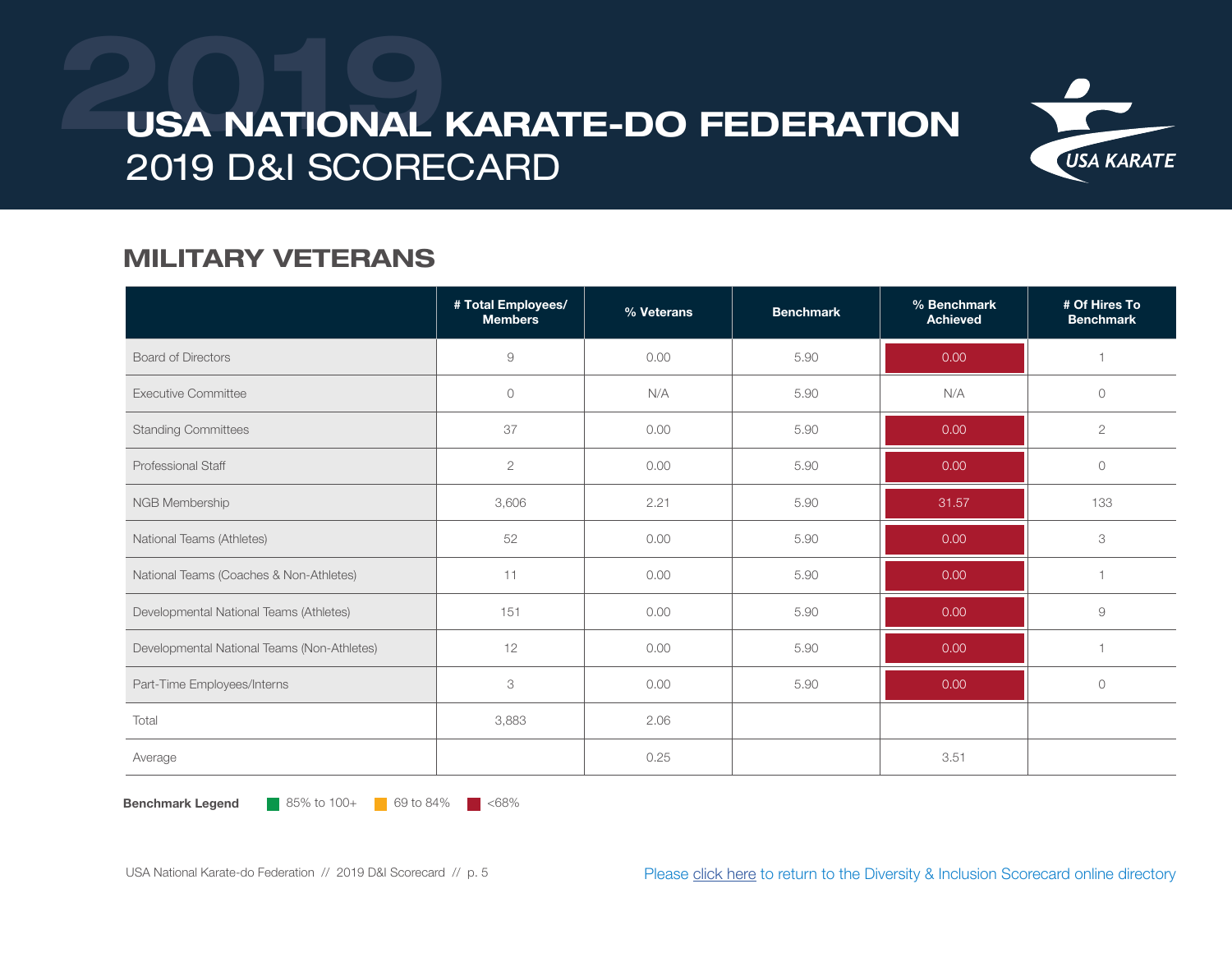# USA NATIONAL KARATE-DO FEDERATION
## 2019 D&I SCORECARD

## MILITARY VETERANS

| | # Total Employees/ Members | % Veterans | Benchmark | % Benchmark Achieved | # Of Hires To Benchmark |
|---|---|---|---|---|---|
| Board of Directors | 9 | 0.00 | 5.90 | 0.00 | 1 |
| Executive Committee | 0 | N/A | 5.90 | N/A | 0 |
| Standing Committees | 37 | 0.00 | 5.90 | 0.00 | 2 |
| Professional Staff | 2 | 0.00 | 5.90 | 0.00 | 0 |
| NGB Membership | 3,606 | 2.21 | 5.90 | 31.57 | 133 |
| National Teams (Athletes) | 52 | 0.00 | 5.90 | 0.00 | 3 |
| National Teams (Coaches & Non-Athletes) | 11 | 0.00 | 5.90 | 0.00 | 1 |
| Developmental National Teams (Athletes) | 151 | 0.00 | 5.90 | 0.00 | 9 |
| Developmental National Teams (Non-Athletes) | 12 | 0.00 | 5.90 | 0.00 | 1 |
| Part-Time Employees/Interns | 3 | 0.00 | 5.90 | 0.00 | 0 |
| Total | 3,883 | 2.06 | | | |
| Average | | 0.25 | | 3.51 | |

**Benchmark Legend** 85% to 100+ 69 to 84% <68%

Please click here to return to the Diversity & Inclusion Scorecard online directory